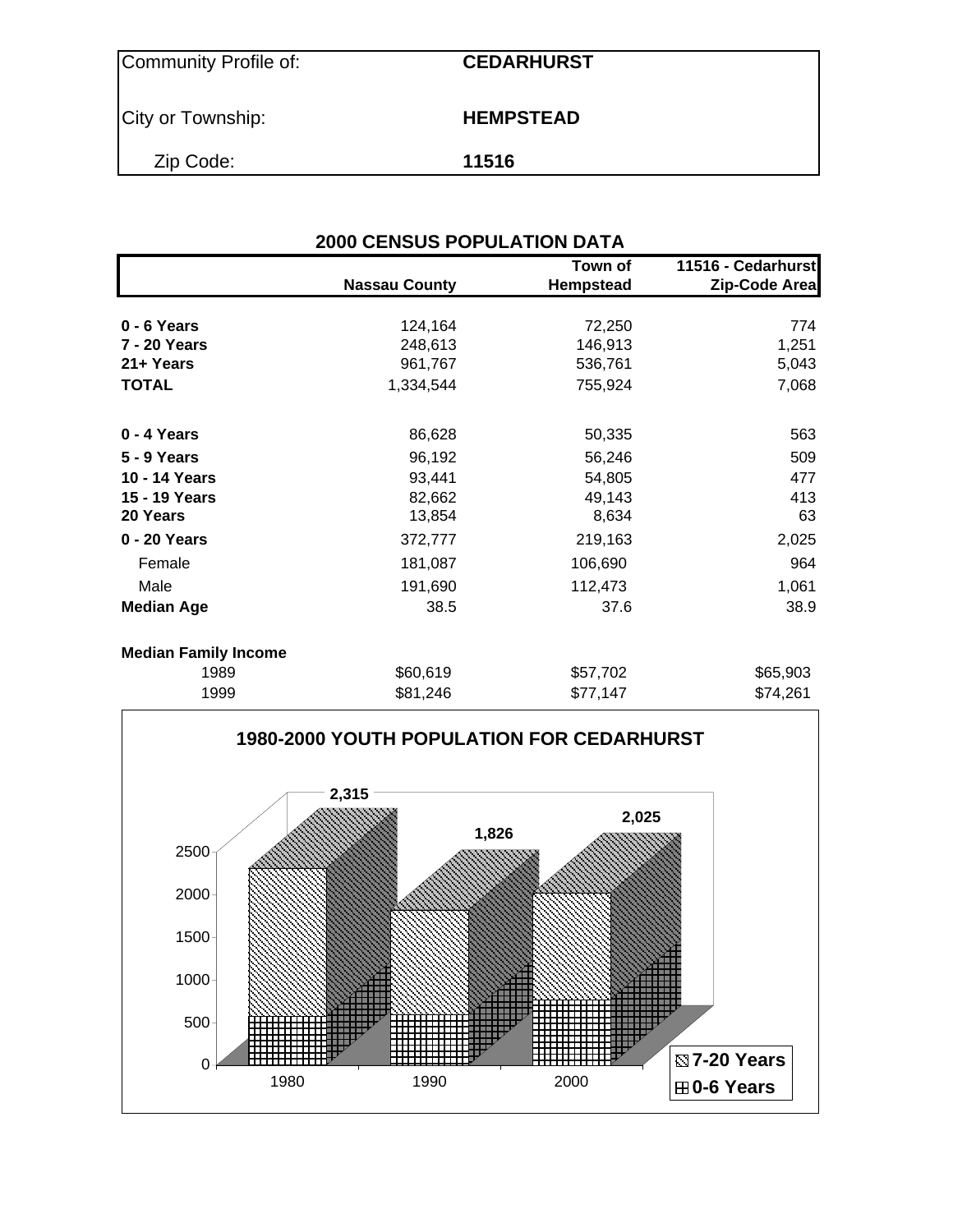| Community Profile of: | CEDARHURST |
|---|---|
| City or Township: | HEMPSTEAD |
| Zip Code: | 11516 |

## 2000 CENSUS POPULATION DATA

| | Nassau County | Town of Hempstead | 11516 - Cedarhurst Zip-Code Area |
|---|---|---|---|
| **0 - 6 Years** | 124,164 | 72,250 | 774 |
| **7 - 20 Years** | 248,613 | 146,913 | 1,251 |
| **21+ Years** | 961,767 | 536,761 | 5,043 |
| **TOTAL** | 1,334,544 | 755,924 | 7,068 |
| | | | |
| **0 - 4 Years** | 86,628 | 50,335 | 563 |
| **5 - 9 Years** | 96,192 | 56,246 | 509 |
| **10 - 14 Years** | 93,441 | 54,805 | 477 |
| **15 - 19 Years** | 82,662 | 49,143 | 413 |
| **20 Years** | 13,854 | 8,634 | 63 |
| **0 - 20 Years** | 372,777 | 219,163 | 2,025 |
| Female | 181,087 | 106,690 | 964 |
| Male | 191,690 | 112,473 | 1,061 |
| **Median Age** | 38.5 | 37.6 | 38.9 |
| | | | |
| **Median Family Income** | | | |
| 1989 | $60,619 | $57,702 | $65,903 |
| 1999 | $81,246 | $77,147 | $74,261 |

**1980-2000 YOUTH POPULATION FOR CEDARHURST**

| Year | Total (0-20 Years) |
|---|---|
| 1980 | 2,315 |
| 1990 | 1,826 |
| 2000 | 2,025 |

Legend: 7-20 Years; 0-6 Years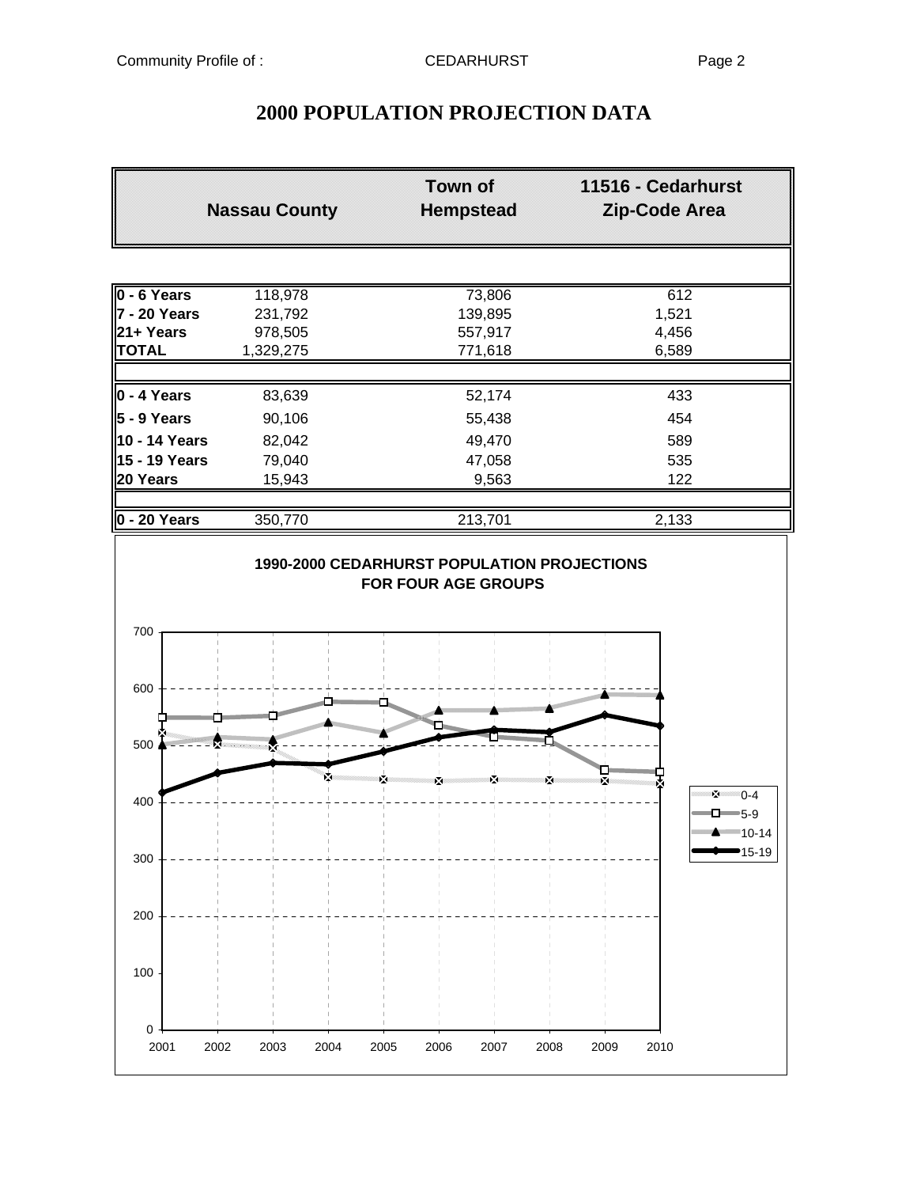# 2000 POPULATION PROJECTION DATA

| | Nassau County | Town of Hempstead | 11516 - Cedarhurst Zip-Code Area |
|---|---|---|---|
| **0 - 6 Years** | 118,978 | 73,806 | 612 |
| **7 - 20 Years** | 231,792 | 139,895 | 1,521 |
| **21+ Years** | 978,505 | 557,917 | 4,456 |
| **TOTAL** | 1,329,275 | 771,618 | 6,589 |
| | | | |
| **0 - 4 Years** | 83,639 | 52,174 | 433 |
| **5 - 9 Years** | 90,106 | 55,438 | 454 |
| **10 - 14 Years** | 82,042 | 49,470 | 589 |
| **15 - 19 Years** | 79,040 | 47,058 | 535 |
| **20 Years** | 15,943 | 9,563 | 122 |
| | | | |
| **0 - 20 Years** | 350,770 | 213,701 | 2,133 |

**1990-2000 CEDARHURST POPULATION PROJECTIONS FOR FOUR AGE GROUPS**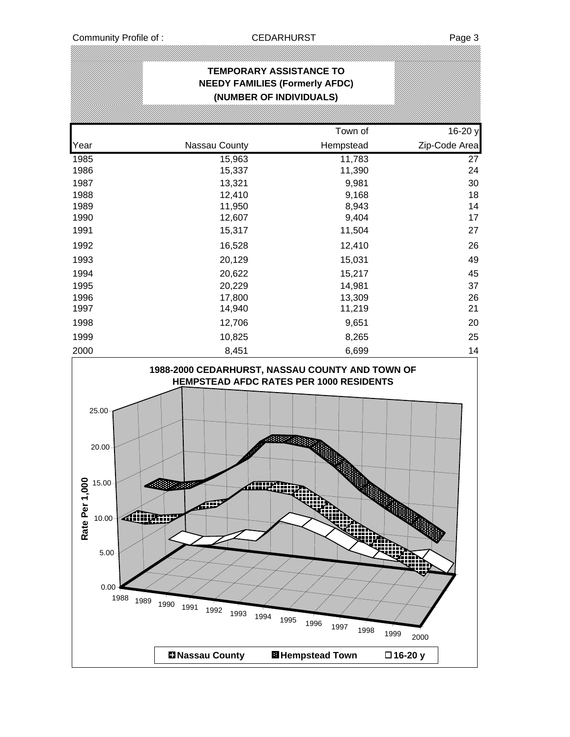## TEMPORARY ASSISTANCE TO NEEDY FAMILIES (Formerly AFDC) (NUMBER OF INDIVIDUALS)

| Year | Nassau County | Town of Hempstead | 16-20 y Zip-Code Area |
|---|---|---|---|
| 1985 | 15,963 | 11,783 | 27 |
| 1986 | 15,337 | 11,390 | 24 |
| 1987 | 13,321 | 9,981 | 30 |
| 1988 | 12,410 | 9,168 | 18 |
| 1989 | 11,950 | 8,943 | 14 |
| 1990 | 12,607 | 9,404 | 17 |
| 1991 | 15,317 | 11,504 | 27 |
| 1992 | 16,528 | 12,410 | 26 |
| 1993 | 20,129 | 15,031 | 49 |
| 1994 | 20,622 | 15,217 | 45 |
| 1995 | 20,229 | 14,981 | 37 |
| 1996 | 17,800 | 13,309 | 26 |
| 1997 | 14,940 | 11,219 | 21 |
| 1998 | 12,706 | 9,651 | 20 |
| 1999 | 10,825 | 8,265 | 25 |
| 2000 | 8,451 | 6,699 | 14 |

**1988-2000 CEDARHURST, NASSAU COUNTY AND TOWN OF HEMPSTEAD AFDC RATES PER 1000 RESIDENTS**

Rate Per 1,000: 0.00, 5.00, 10.00, 15.00, 20.00, 25.00

Years: 1988, 1989, 1990, 1991, 1992, 1993, 1994, 1995, 1996, 1997, 1998, 1999, 2000

Legend: Nassau County, Hempstead Town, 16-20 y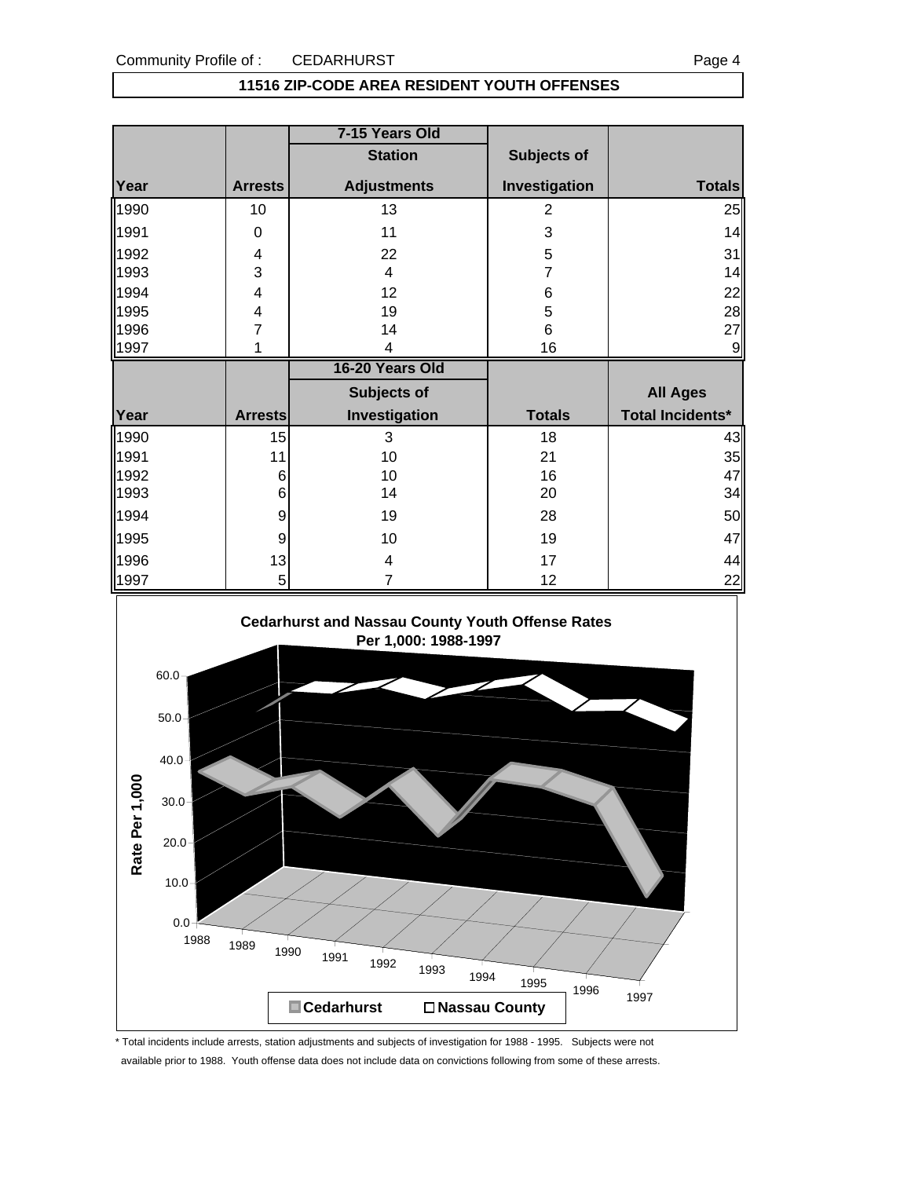Community Profile of : CEDARHURST

## 11516 ZIP-CODE AREA RESIDENT YOUTH OFFENSES

| | | 7-15 Years Old | | |
|---|---|---|---|---|
| | | Station | Subjects of | |
| Year | Arrests | Adjustments | Investigation | Totals |
| 1990 | 10 | 13 | 2 | 25 |
| 1991 | 0 | 11 | 3 | 14 |
| 1992 | 4 | 22 | 5 | 31 |
| 1993 | 3 | 4 | 7 | 14 |
| 1994 | 4 | 12 | 6 | 22 |
| 1995 | 4 | 19 | 5 | 28 |
| 1996 | 7 | 14 | 6 | 27 |
| 1997 | 1 | 4 | 16 | 9 |

| | | 16-20 Years Old | | |
|---|---|---|---|---|
| | | Subjects of | | All Ages |
| Year | Arrests | Investigation | Totals | Total Incidents* |
| 1990 | 15 | 3 | 18 | 43 |
| 1991 | 11 | 10 | 21 | 35 |
| 1992 | 6 | 10 | 16 | 47 |
| 1993 | 6 | 14 | 20 | 34 |
| 1994 | 9 | 19 | 28 | 50 |
| 1995 | 9 | 10 | 19 | 47 |
| 1996 | 13 | 4 | 17 | 44 |
| 1997 | 5 | 7 | 12 | 22 |

**Cedarhurst and Nassau County Youth Offense Rates Per 1,000: 1988-1997**

Rate Per 1,000 (0.0–60.0); Years 1988–1997; Legend: Cedarhurst, Nassau County

\* Total incidents include arrests, station adjustments and subjects of investigation for 1988 - 1995. Subjects were not available prior to 1988. Youth offense data does not include data on convictions following from some of these arrests.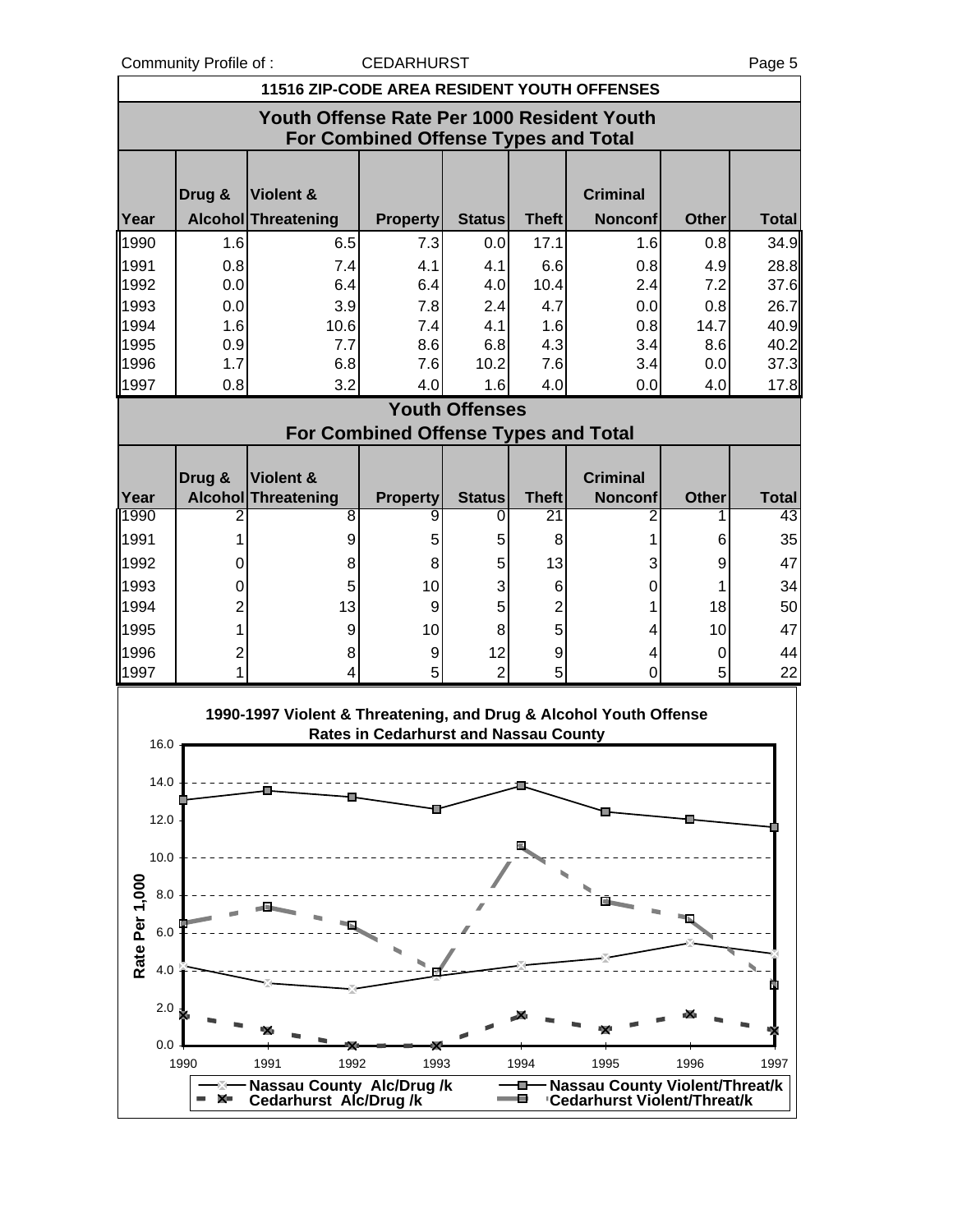## 11516 ZIP-CODE AREA RESIDENT YOUTH OFFENSES

### Youth Offense Rate Per 1000 Resident Youth For Combined Offense Types and Total

| Year | Drug & Alcohol | Violent & Threatening | Property | Status | Theft | Criminal Nonconf | Other | Total |
|---|---|---|---|---|---|---|---|---|
| 1990 | 1.6 | 6.5 | 7.3 | 0.0 | 17.1 | 1.6 | 0.8 | 34.9 |
| 1991 | 0.8 | 7.4 | 4.1 | 4.1 | 6.6 | 0.8 | 4.9 | 28.8 |
| 1992 | 0.0 | 6.4 | 6.4 | 4.0 | 10.4 | 2.4 | 7.2 | 37.6 |
| 1993 | 0.0 | 3.9 | 7.8 | 2.4 | 4.7 | 0.0 | 0.8 | 26.7 |
| 1994 | 1.6 | 10.6 | 7.4 | 4.1 | 1.6 | 0.8 | 14.7 | 40.9 |
| 1995 | 0.9 | 7.7 | 8.6 | 6.8 | 4.3 | 3.4 | 8.6 | 40.2 |
| 1996 | 1.7 | 6.8 | 7.6 | 10.2 | 7.6 | 3.4 | 0.0 | 37.3 |
| 1997 | 0.8 | 3.2 | 4.0 | 1.6 | 4.0 | 0.0 | 4.0 | 17.8 |

### Youth Offenses For Combined Offense Types and Total

| Year | Drug & Alcohol | Violent & Threatening | Property | Status | Theft | Criminal Nonconf | Other | Total |
|---|---|---|---|---|---|---|---|---|
| 1990 | 2 | 8 | 9 | 0 | 21 | 2 | 1 | 43 |
| 1991 | 1 | 9 | 5 | 5 | 8 | 1 | 6 | 35 |
| 1992 | 0 | 8 | 8 | 5 | 13 | 3 | 9 | 47 |
| 1993 | 0 | 5 | 10 | 3 | 6 | 0 | 1 | 34 |
| 1994 | 2 | 13 | 9 | 5 | 2 | 1 | 18 | 50 |
| 1995 | 1 | 9 | 10 | 8 | 5 | 4 | 10 | 47 |
| 1996 | 2 | 8 | 9 | 12 | 9 | 4 | 0 | 44 |
| 1997 | 1 | 4 | 5 | 2 | 5 | 0 | 5 | 22 |

**1990-1997 Violent & Threatening, and Drug & Alcohol Youth Offense Rates in Cedarhurst and Nassau County**

Rate Per 1,000

Legend: Nassau County Alc/Drug /k; Cedarhurst Alc/Drug /k; Nassau County Violent/Threat/k; Cedarhurst Violent/Threat/k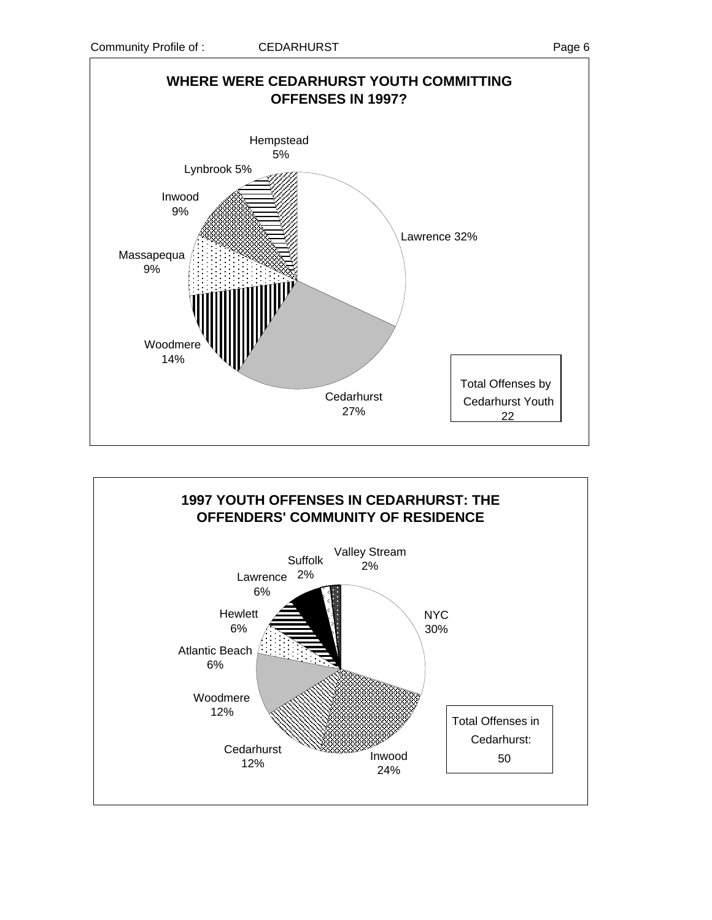## WHERE WERE CEDARHURST YOUTH COMMITTING OFFENSES IN 1997?

| Location | Percent |
| --- | --- |
| Lawrence | 32% |
| Cedarhurst | 27% |
| Woodmere | 14% |
| Massapequa | 9% |
| Inwood | 9% |
| Lynbrook | 5% |
| Hempstead | 5% |

Total Offenses by Cedarhurst Youth: 22

## 1997 YOUTH OFFENSES IN CEDARHURST: THE OFFENDERS' COMMUNITY OF RESIDENCE

| Community of Residence | Percent |
| --- | --- |
| NYC | 30% |
| Inwood | 24% |
| Cedarhurst | 12% |
| Woodmere | 12% |
| Atlantic Beach | 6% |
| Hewlett | 6% |
| Lawrence | 6% |
| Suffolk | 2% |
| Valley Stream | 2% |

Total Offenses in Cedarhurst: 50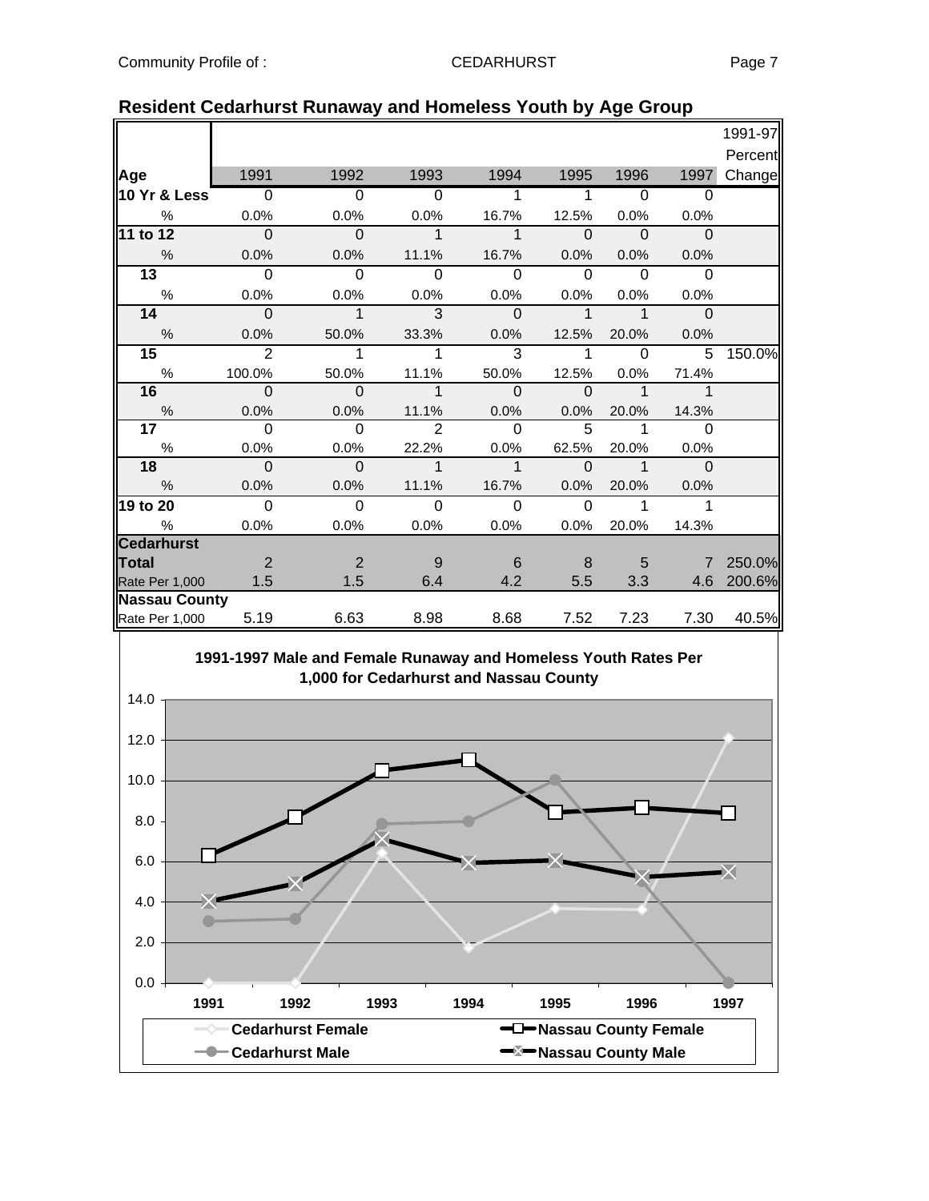## Resident Cedarhurst Runaway and Homeless Youth by Age Group

| Age | 1991 | 1992 | 1993 | 1994 | 1995 | 1996 | 1997 | 1991-97 Percent Change |
|---|---|---|---|---|---|---|---|---|
| **10 Yr & Less** | 0 | 0 | 0 | 1 | 1 | 0 | 0 | |
| % | 0.0% | 0.0% | 0.0% | 16.7% | 12.5% | 0.0% | 0.0% | |
| **11 to 12** | 0 | 0 | 1 | 1 | 0 | 0 | 0 | |
| % | 0.0% | 0.0% | 11.1% | 16.7% | 0.0% | 0.0% | 0.0% | |
| **13** | 0 | 0 | 0 | 0 | 0 | 0 | 0 | |
| % | 0.0% | 0.0% | 0.0% | 0.0% | 0.0% | 0.0% | 0.0% | |
| **14** | 0 | 1 | 3 | 0 | 1 | 1 | 0 | |
| % | 0.0% | 50.0% | 33.3% | 0.0% | 12.5% | 20.0% | 0.0% | |
| **15** | 2 | 1 | 1 | 3 | 1 | 0 | 5 | 150.0% |
| % | 100.0% | 50.0% | 11.1% | 50.0% | 12.5% | 0.0% | 71.4% | |
| **16** | 0 | 0 | 1 | 0 | 0 | 1 | 1 | |
| % | 0.0% | 0.0% | 11.1% | 0.0% | 0.0% | 20.0% | 14.3% | |
| **17** | 0 | 0 | 2 | 0 | 5 | 1 | 0 | |
| % | 0.0% | 0.0% | 22.2% | 0.0% | 62.5% | 20.0% | 0.0% | |
| **18** | 0 | 0 | 1 | 1 | 0 | 1 | 0 | |
| % | 0.0% | 0.0% | 11.1% | 16.7% | 0.0% | 20.0% | 0.0% | |
| **19 to 20** | 0 | 0 | 0 | 0 | 0 | 1 | 1 | |
| % | 0.0% | 0.0% | 0.0% | 0.0% | 0.0% | 20.0% | 14.3% | |
| **Cedarhurst Total** | 2 | 2 | 9 | 6 | 8 | 5 | 7 | 250.0% |
| Rate Per 1,000 | 1.5 | 1.5 | 6.4 | 4.2 | 5.5 | 3.3 | 4.6 | 200.6% |
| **Nassau County** | | | | | | | | |
| Rate Per 1,000 | 5.19 | 6.63 | 8.98 | 8.68 | 7.52 | 7.23 | 7.30 | 40.5% |

**1991-1997 Male and Female Runaway and Homeless Youth Rates Per 1,000 for Cedarhurst and Nassau County**

Legend: Cedarhurst Female, Cedarhurst Male, Nassau County Female, Nassau County Male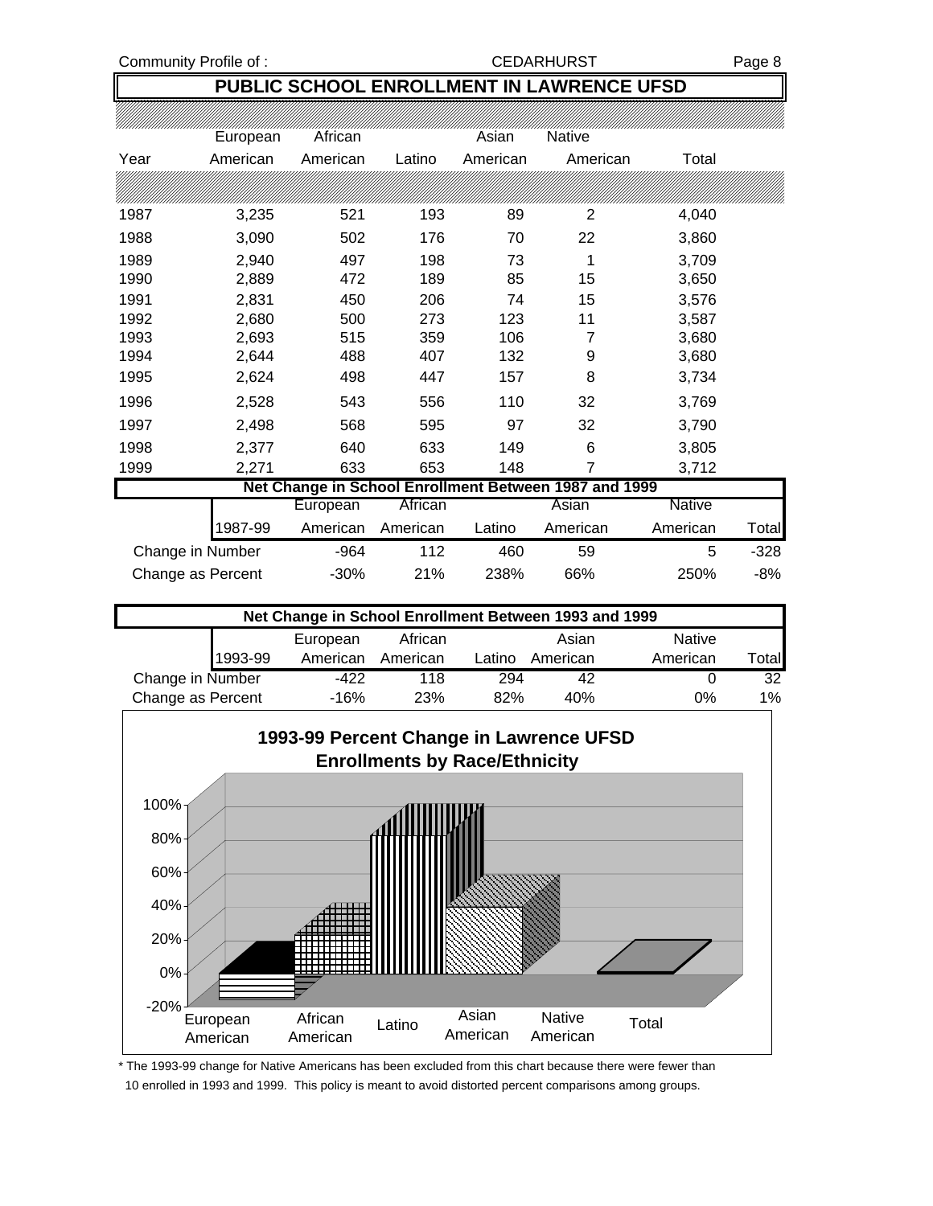## PUBLIC SCHOOL ENROLLMENT IN LAWRENCE UFSD

| Year | European American | African American | Latino | Asian American | Native American | Total |
|---|---|---|---|---|---|---|
| 1987 | 3,235 | 521 | 193 | 89 | 2 | 4,040 |
| 1988 | 3,090 | 502 | 176 | 70 | 22 | 3,860 |
| 1989 | 2,940 | 497 | 198 | 73 | 1 | 3,709 |
| 1990 | 2,889 | 472 | 189 | 85 | 15 | 3,650 |
| 1991 | 2,831 | 450 | 206 | 74 | 15 | 3,576 |
| 1992 | 2,680 | 500 | 273 | 123 | 11 | 3,587 |
| 1993 | 2,693 | 515 | 359 | 106 | 7 | 3,680 |
| 1994 | 2,644 | 488 | 407 | 132 | 9 | 3,680 |
| 1995 | 2,624 | 498 | 447 | 157 | 8 | 3,734 |
| 1996 | 2,528 | 543 | 556 | 110 | 32 | 3,769 |
| 1997 | 2,498 | 568 | 595 | 97 | 32 | 3,790 |
| 1998 | 2,377 | 640 | 633 | 149 | 6 | 3,805 |
| 1999 | 2,271 | 633 | 653 | 148 | 7 | 3,712 |

### Net Change in School Enrollment Between 1987 and 1999

| 1987-99 | European American | African American | Latino | Asian American | Native American | Total |
|---|---|---|---|---|---|---|
| Change in Number | -964 | 112 | 460 | 59 | 5 | -328 |
| Change as Percent | -30% | 21% | 238% | 66% | 250% | -8% |

### Net Change in School Enrollment Between 1993 and 1999

| 1993-99 | European American | African American | Latino | Asian American | Native American | Total |
|---|---|---|---|---|---|---|
| Change in Number | -422 | 118 | 294 | 42 | 0 | 32 |
| Change as Percent | -16% | 23% | 82% | 40% | 0% | 1% |

### 1993-99 Percent Change in Lawrence UFSD Enrollments by Race/Ethnicity

\* The 1993-99 change for Native Americans has been excluded from this chart because there were fewer than 10 enrolled in 1993 and 1999. This policy is meant to avoid distorted percent comparisons among groups.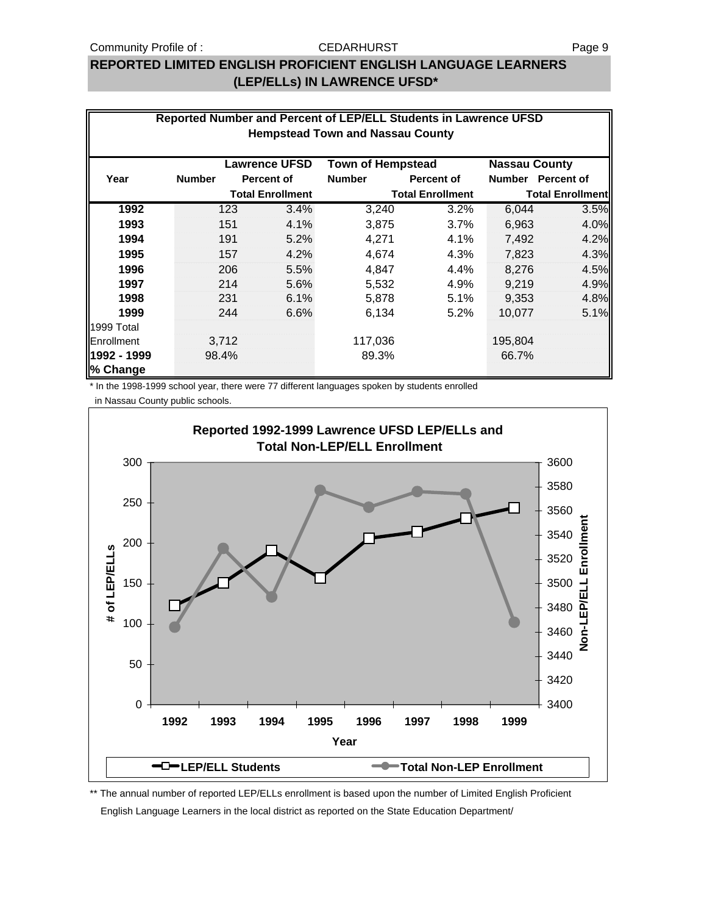## REPORTED LIMITED ENGLISH PROFICIENT ENGLISH LANGUAGE LEARNERS (LEP/ELLs) IN LAWRENCE UFSD*

**Reported Number and Percent of LEP/ELL Students in Lawrence UFSD Hempstead Town and Nassau County**

| Year | Lawrence UFSD | | Town of Hempstead | | Nassau County | |
|---|---|---|---|---|---|---|
| | Number | Percent of Total Enrollment | Number | Percent of Total Enrollment | Number | Percent of Total Enrollment |
| **1992** | 123 | 3.4% | 3,240 | 3.2% | 6,044 | 3.5% |
| **1993** | 151 | 4.1% | 3,875 | 3.7% | 6,963 | 4.0% |
| **1994** | 191 | 5.2% | 4,271 | 4.1% | 7,492 | 4.2% |
| **1995** | 157 | 4.2% | 4,674 | 4.3% | 7,823 | 4.3% |
| **1996** | 206 | 5.5% | 4,847 | 4.4% | 8,276 | 4.5% |
| **1997** | 214 | 5.6% | 5,532 | 4.9% | 9,219 | 4.9% |
| **1998** | 231 | 6.1% | 5,878 | 5.1% | 9,353 | 4.8% |
| **1999** | 244 | 6.6% | 6,134 | 5.2% | 10,077 | 5.1% |
| 1999 Total Enrollment | 3,712 | | 117,036 | | 195,804 | |
| **1992 - 1999 % Change** | 98.4% | | 89.3% | | 66.7% | |

\* In the 1998-1999 school year, there were 77 different languages spoken by students enrolled in Nassau County public schools.

**Reported 1992-1999 Lawrence UFSD LEP/ELLs and Total Non-LEP/ELL Enrollment**

| Year | 1992 | 1993 | 1994 | 1995 | 1996 | 1997 | 1998 | 1999 |
|---|---|---|---|---|---|---|---|---|
| LEP/ELL Students | 123 | 151 | 191 | 157 | 206 | 214 | 231 | 244 |

\*\* The annual number of reported LEP/ELLs enrollment is based upon the number of Limited English Proficient English Language Learners in the local district as reported on the State Education Department/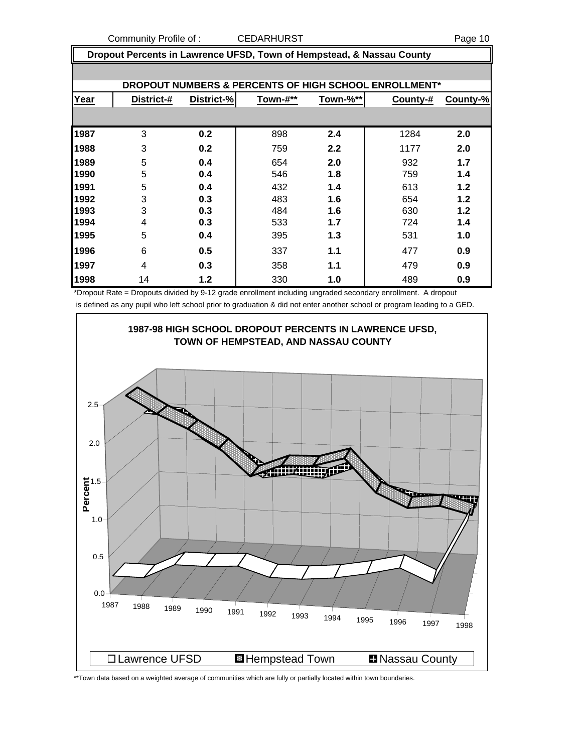Community Profile of : CEDARHURST

## Dropout Percents in Lawrence UFSD, Town of Hempstead, & Nassau County

**DROPOUT NUMBERS & PERCENTS OF HIGH SCHOOL ENROLLMENT***

| Year | District-# | District-% | Town-#** | Town-%** | County-# | County-% |
|---|---|---|---|---|---|---|
| **1987** | 3 | **0.2** | 898 | **2.4** | 1284 | **2.0** |
| **1988** | 3 | **0.2** | 759 | **2.2** | 1177 | **2.0** |
| **1989** | 5 | **0.4** | 654 | **2.0** | 932 | **1.7** |
| **1990** | 5 | **0.4** | 546 | **1.8** | 759 | **1.4** |
| **1991** | 5 | **0.4** | 432 | **1.4** | 613 | **1.2** |
| **1992** | 3 | **0.3** | 483 | **1.6** | 654 | **1.2** |
| **1993** | 3 | **0.3** | 484 | **1.6** | 630 | **1.2** |
| **1994** | 4 | **0.3** | 533 | **1.7** | 724 | **1.4** |
| **1995** | 5 | **0.4** | 395 | **1.3** | 531 | **1.0** |
| **1996** | 6 | **0.5** | 337 | **1.1** | 477 | **0.9** |
| **1997** | 4 | **0.3** | 358 | **1.1** | 479 | **0.9** |
| **1998** | 14 | **1.2** | 330 | **1.0** | 489 | **0.9** |

*Dropout Rate = Dropouts divided by 9-12 grade enrollment including ungraded secondary enrollment. A dropout is defined as any pupil who left school prior to graduation & did not enter another school or program leading to a GED.

**1987-98 HIGH SCHOOL DROPOUT PERCENTS IN LAWRENCE UFSD, TOWN OF HEMPSTEAD, AND NASSAU COUNTY**

Lawrence UFSD | Hempstead Town | Nassau County

**Town data based on a weighted average of communities which are fully or partially located within town boundaries.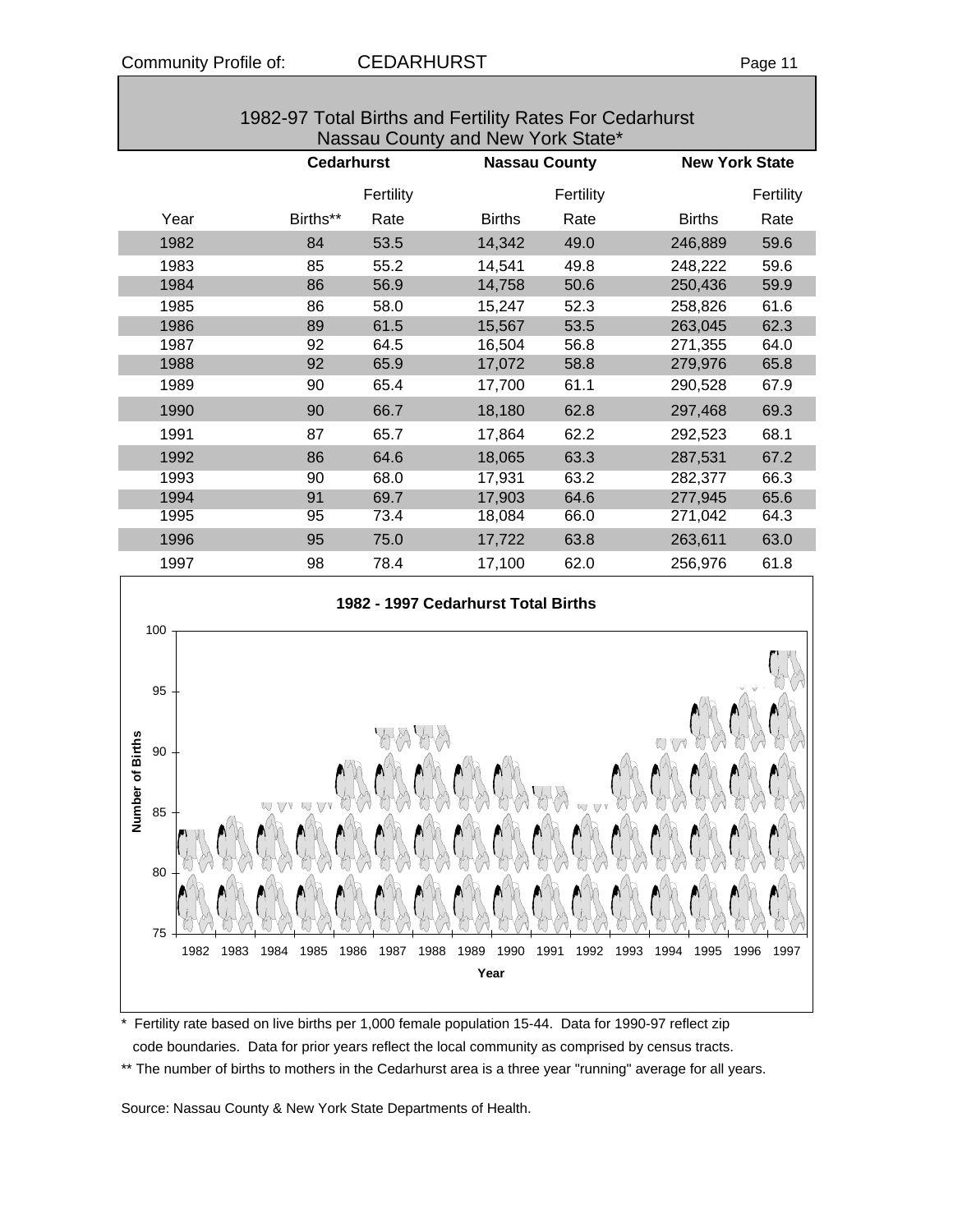## 1982-97 Total Births and Fertility Rates For Cedarhurst Nassau County and New York State*

| | Cedarhurst | | Nassau County | | New York State | |
|---|---|---|---|---|---|---|
| Year | Births** | Fertility Rate | Births | Fertility Rate | Births | Fertility Rate |
| 1982 | 84 | 53.5 | 14,342 | 49.0 | 246,889 | 59.6 |
| 1983 | 85 | 55.2 | 14,541 | 49.8 | 248,222 | 59.6 |
| 1984 | 86 | 56.9 | 14,758 | 50.6 | 250,436 | 59.9 |
| 1985 | 86 | 58.0 | 15,247 | 52.3 | 258,826 | 61.6 |
| 1986 | 89 | 61.5 | 15,567 | 53.5 | 263,045 | 62.3 |
| 1987 | 92 | 64.5 | 16,504 | 56.8 | 271,355 | 64.0 |
| 1988 | 92 | 65.9 | 17,072 | 58.8 | 279,976 | 65.8 |
| 1989 | 90 | 65.4 | 17,700 | 61.1 | 290,528 | 67.9 |
| 1990 | 90 | 66.7 | 18,180 | 62.8 | 297,468 | 69.3 |
| 1991 | 87 | 65.7 | 17,864 | 62.2 | 292,523 | 68.1 |
| 1992 | 86 | 64.6 | 18,065 | 63.3 | 287,531 | 67.2 |
| 1993 | 90 | 68.0 | 17,931 | 63.2 | 282,377 | 66.3 |
| 1994 | 91 | 69.7 | 17,903 | 64.6 | 277,945 | 65.6 |
| 1995 | 95 | 73.4 | 18,084 | 66.0 | 271,042 | 64.3 |
| 1996 | 95 | 75.0 | 17,722 | 63.8 | 263,611 | 63.0 |
| 1997 | 98 | 78.4 | 17,100 | 62.0 | 256,976 | 61.8 |

**1982 - 1997 Cedarhurst Total Births**

\* Fertility rate based on live births per 1,000 female population 15-44. Data for 1990-97 reflect zip code boundaries. Data for prior years reflect the local community as comprised by census tracts.

** The number of births to mothers in the Cedarhurst area is a three year "running" average for all years.

Source: Nassau County & New York State Departments of Health.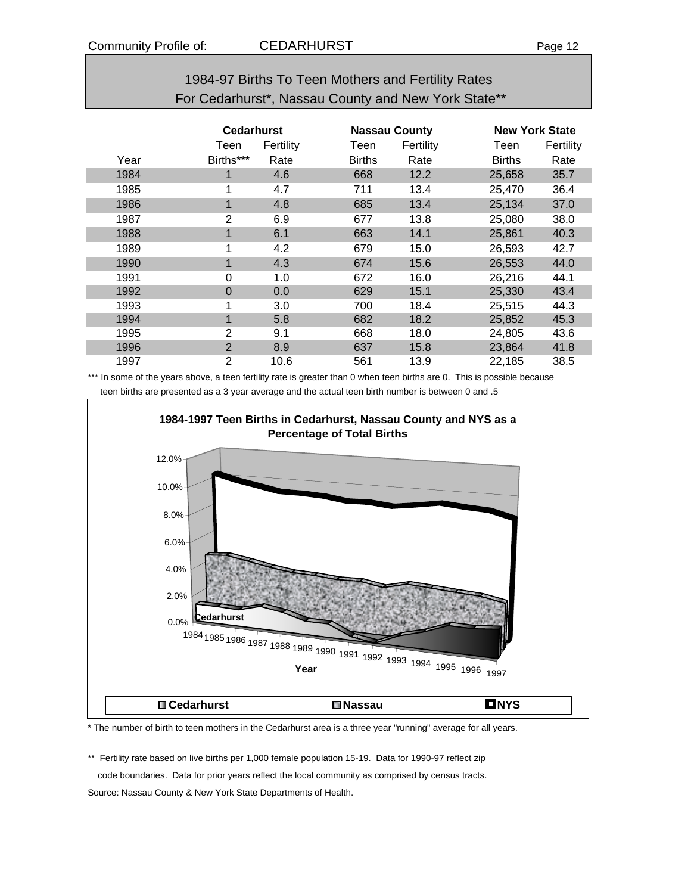# 1984-97 Births To Teen Mothers and Fertility Rates For Cedarhurst*, Nassau County and New York State**

| | Cedarhurst | | Nassau County | | New York State | |
|---|---|---|---|---|---|---|
| Year | Teen Births*** | Fertility Rate | Teen Births | Fertility Rate | Teen Births | Fertility Rate |
| 1984 | 1 | 4.6 | 668 | 12.2 | 25,658 | 35.7 |
| 1985 | 1 | 4.7 | 711 | 13.4 | 25,470 | 36.4 |
| 1986 | 1 | 4.8 | 685 | 13.4 | 25,134 | 37.0 |
| 1987 | 2 | 6.9 | 677 | 13.8 | 25,080 | 38.0 |
| 1988 | 1 | 6.1 | 663 | 14.1 | 25,861 | 40.3 |
| 1989 | 1 | 4.2 | 679 | 15.0 | 26,593 | 42.7 |
| 1990 | 1 | 4.3 | 674 | 15.6 | 26,553 | 44.0 |
| 1991 | 0 | 1.0 | 672 | 16.0 | 26,216 | 44.1 |
| 1992 | 0 | 0.0 | 629 | 15.1 | 25,330 | 43.4 |
| 1993 | 1 | 3.0 | 700 | 18.4 | 25,515 | 44.3 |
| 1994 | 1 | 5.8 | 682 | 18.2 | 25,852 | 45.3 |
| 1995 | 2 | 9.1 | 668 | 18.0 | 24,805 | 43.6 |
| 1996 | 2 | 8.9 | 637 | 15.8 | 23,864 | 41.8 |
| 1997 | 2 | 10.6 | 561 | 13.9 | 22,185 | 38.5 |

*** In some of the years above, a teen fertility rate is greater than 0 when teen births are 0. This is possible because teen births are presented as a 3 year average and the actual teen birth number is between 0 and .5

**1984-1997 Teen Births in Cedarhurst, Nassau County and NYS as a Percentage of Total Births**

* The number of birth to teen mothers in the Cedarhurst area is a three year "running" average for all years.

** Fertility rate based on live births per 1,000 female population 15-19. Data for 1990-97 reflect zip code boundaries. Data for prior years reflect the local community as comprised by census tracts.

Source: Nassau County & New York State Departments of Health.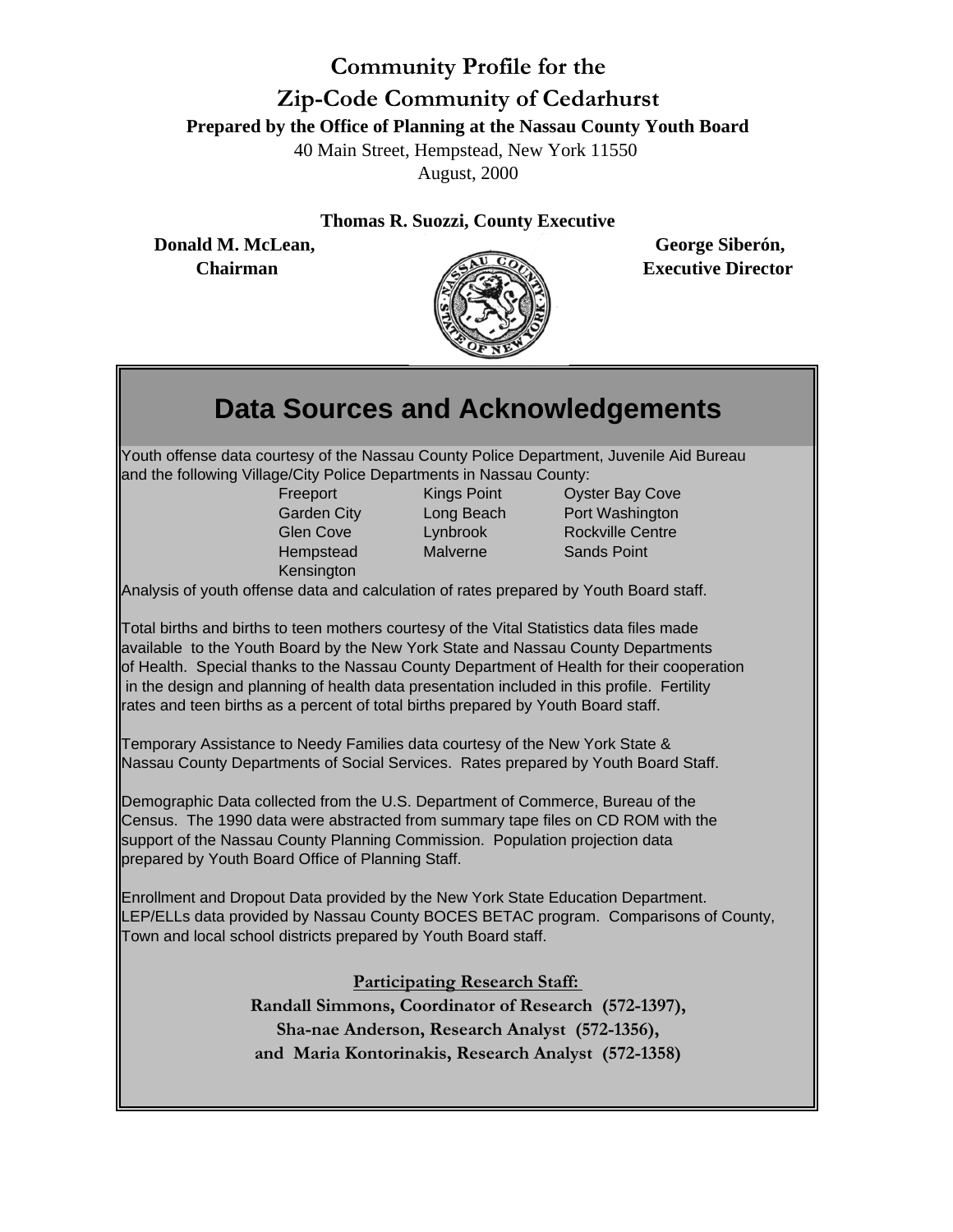# Community Profile for the Zip-Code Community of Cedarhurst

**Prepared by the Office of Planning at the Nassau County Youth Board**

40 Main Street, Hempstead, New York 11550

August, 2000

**Thomas R. Suozzi, County Executive**

**Donald M. McLean, Chairman**

**George Siberón, Executive Director**

## Data Sources and Acknowledgements

Youth offense data courtesy of the Nassau County Police Department, Juvenile Aid Bureau and the following Village/City Police Departments in Nassau County:

| | | |
|---|---|---|
| Freeport | Kings Point | Oyster Bay Cove |
| Garden City | Long Beach | Port Washington |
| Glen Cove | Lynbrook | Rockville Centre |
| Hempstead | Malverne | Sands Point |
| Kensington | | |

Analysis of youth offense data and calculation of rates prepared by Youth Board staff.

Total births and births to teen mothers courtesy of the Vital Statistics data files made available to the Youth Board by the New York State and Nassau County Departments of Health. Special thanks to the Nassau County Department of Health for their cooperation in the design and planning of health data presentation included in this profile. Fertility rates and teen births as a percent of total births prepared by Youth Board staff.

Temporary Assistance to Needy Families data courtesy of the New York State & Nassau County Departments of Social Services. Rates prepared by Youth Board Staff.

Demographic Data collected from the U.S. Department of Commerce, Bureau of the Census. The 1990 data were abstracted from summary tape files on CD ROM with the support of the Nassau County Planning Commission. Population projection data prepared by Youth Board Office of Planning Staff.

Enrollment and Dropout Data provided by the New York State Education Department. LEP/ELLs data provided by Nassau County BOCES BETAC program. Comparisons of County, Town and local school districts prepared by Youth Board staff.

**Participating Research Staff:**

**Randall Simmons, Coordinator of Research (572-1397),**

**Sha-nae Anderson, Research Analyst (572-1356),**

**and Maria Kontorinakis, Research Analyst (572-1358)**